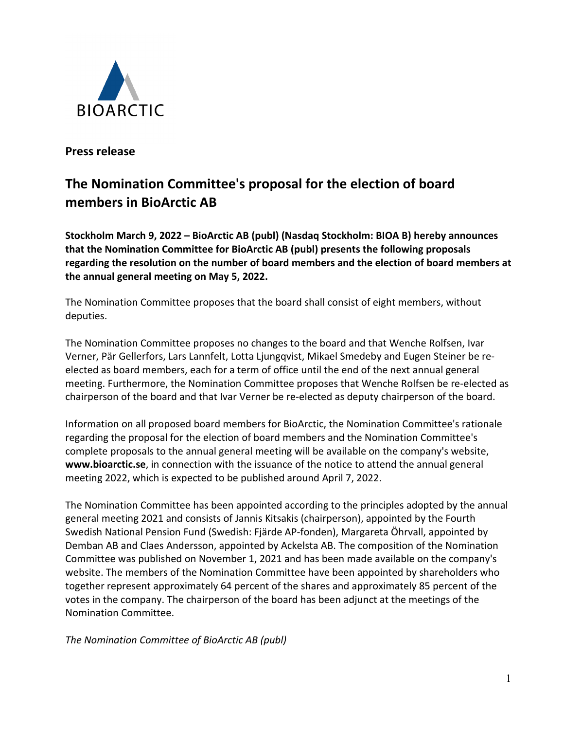BIOARCTIC

**Press release**

# The Nomination Committee's proposal for the election of board members in BioArctic AB

**Stockholm March 9, 2022 – BioArctic AB (publ) (Nasdaq Stockholm: BIOA B) hereby announces that the Nomination Committee for BioArctic AB (publ) presents the following proposals regarding the resolution on the number of board members and the election of board members at the annual general meeting on May 5, 2022.**

The Nomination Committee proposes that the board shall consist of eight members, without deputies.

The Nomination Committee proposes no changes to the board and that Wenche Rolfsen, Ivar Verner, Pär Gellerfors, Lars Lannfelt, Lotta Ljungqvist, Mikael Smedeby and Eugen Steiner be re-elected as board members, each for a term of office until the end of the next annual general meeting. Furthermore, the Nomination Committee proposes that Wenche Rolfsen be re-elected as chairperson of the board and that Ivar Verner be re-elected as deputy chairperson of the board.

Information on all proposed board members for BioArctic, the Nomination Committee's rationale regarding the proposal for the election of board members and the Nomination Committee's complete proposals to the annual general meeting will be available on the company's website, **www.bioarctic.se**, in connection with the issuance of the notice to attend the annual general meeting 2022, which is expected to be published around April 7, 2022.

The Nomination Committee has been appointed according to the principles adopted by the annual general meeting 2021 and consists of Jannis Kitsakis (chairperson), appointed by the Fourth Swedish National Pension Fund (Swedish: Fjärde AP-fonden), Margareta Öhrvall, appointed by Demban AB and Claes Andersson, appointed by Ackelsta AB. The composition of the Nomination Committee was published on November 1, 2021 and has been made available on the company's website. The members of the Nomination Committee have been appointed by shareholders who together represent approximately 64 percent of the shares and approximately 85 percent of the votes in the company. The chairperson of the board has been adjunct at the meetings of the Nomination Committee.

*The Nomination Committee of BioArctic AB (publ)*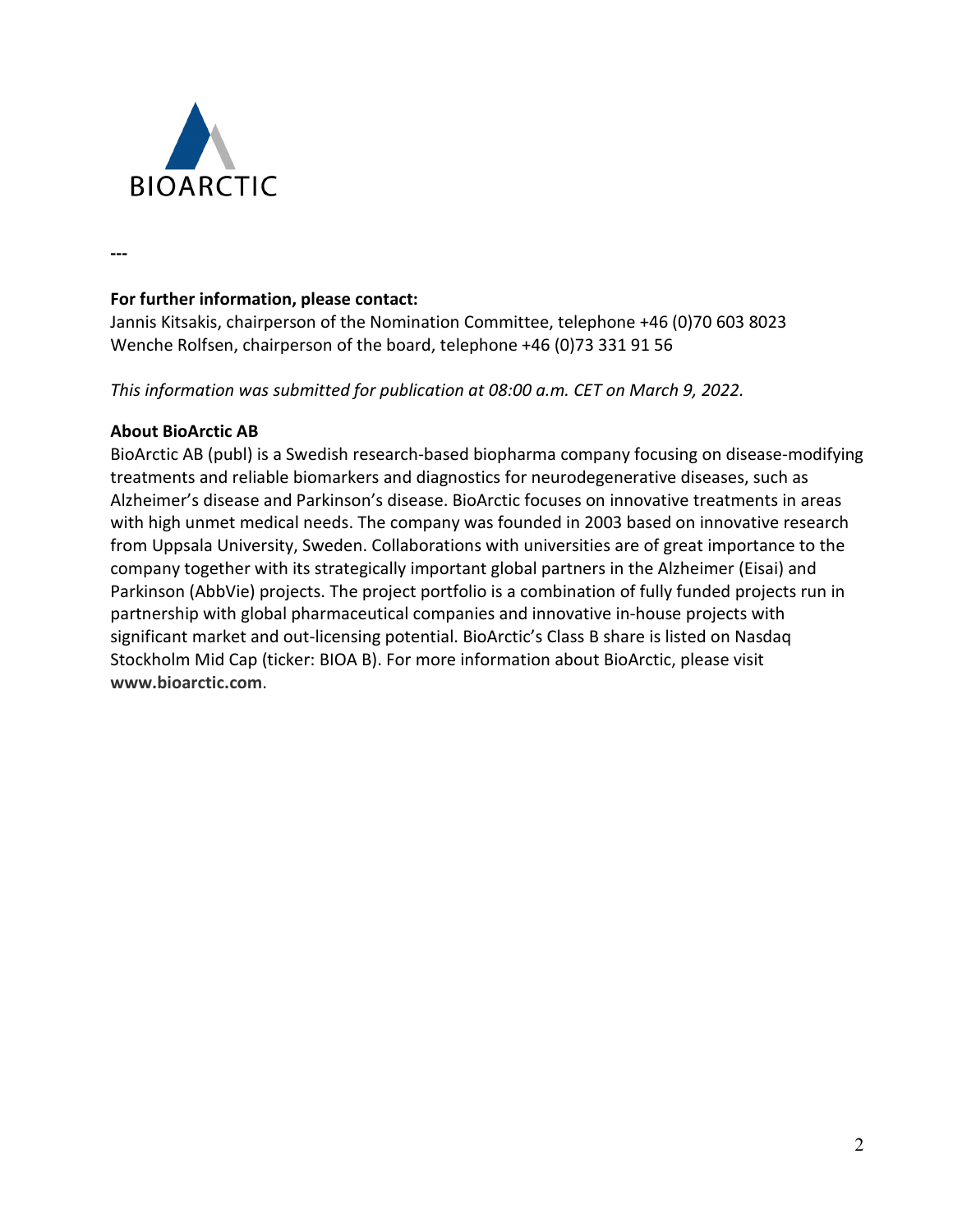---

**For further information, please contact:**
Jannis Kitsakis, chairperson of the Nomination Committee, telephone +46 (0)70 603 8023
Wenche Rolfsen, chairperson of the board, telephone +46 (0)73 331 91 56

*This information was submitted for publication at 08:00 a.m. CET on March 9, 2022.*

**About BioArctic AB**

BioArctic AB (publ) is a Swedish research-based biopharma company focusing on disease-modifying treatments and reliable biomarkers and diagnostics for neurodegenerative diseases, such as Alzheimer's disease and Parkinson's disease. BioArctic focuses on innovative treatments in areas with high unmet medical needs. The company was founded in 2003 based on innovative research from Uppsala University, Sweden. Collaborations with universities are of great importance to the company together with its strategically important global partners in the Alzheimer (Eisai) and Parkinson (AbbVie) projects. The project portfolio is a combination of fully funded projects run in partnership with global pharmaceutical companies and innovative in-house projects with significant market and out-licensing potential. BioArctic's Class B share is listed on Nasdaq Stockholm Mid Cap (ticker: BIOA B). For more information about BioArctic, please visit **www.bioarctic.com**.